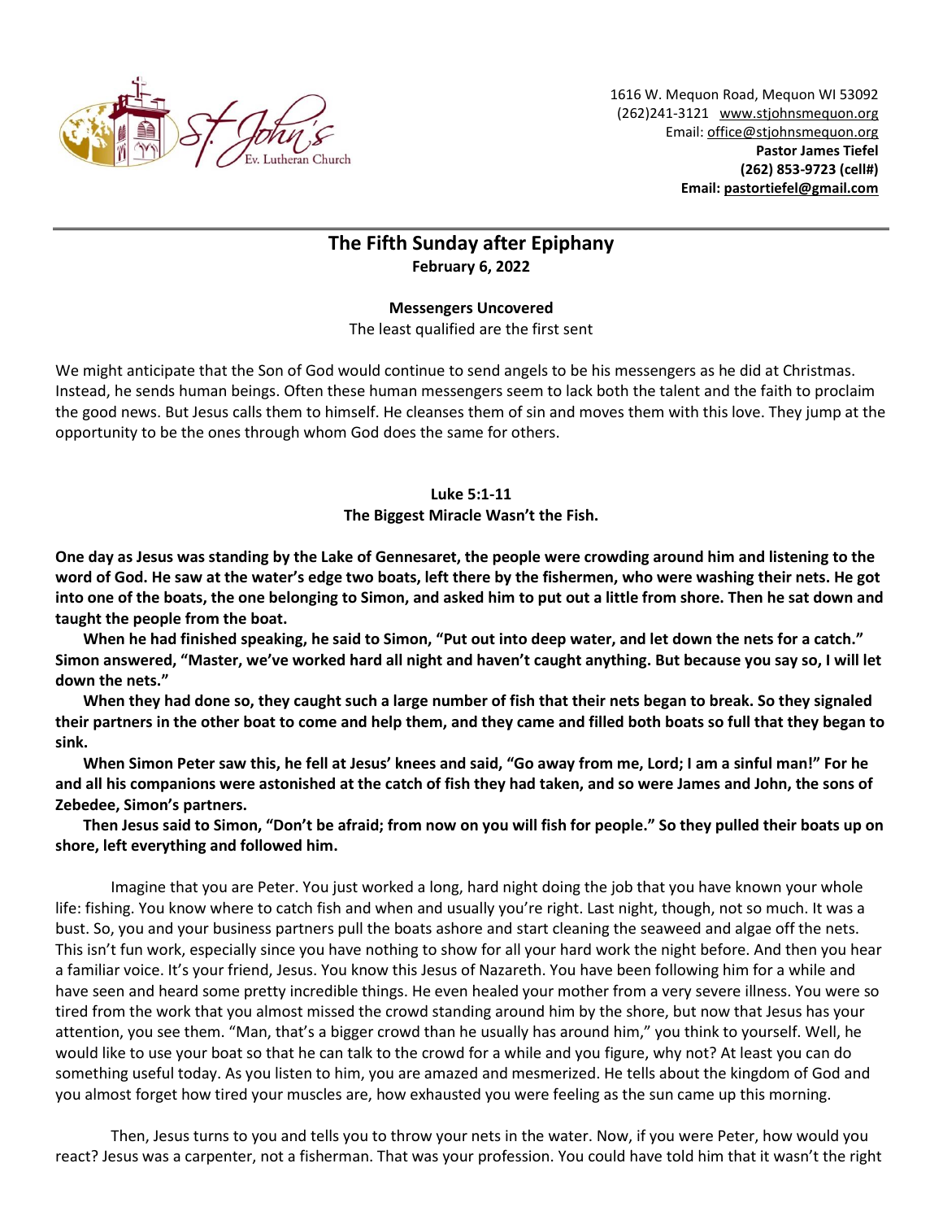St. John's Ev. Lutheran Church

1616 W. Mequon Road, Mequon WI 53092
(262)241-3121 www.stjohnsmequon.org
Email: office@stjohnsmequon.org
**Pastor James Tiefel**
**(262) 853-9723 (cell#)**
**Email: pastortiefel@gmail.com**

---

## The Fifth Sunday after Epiphany

**February 6, 2022**

**Messengers Uncovered**

The least qualified are the first sent

We might anticipate that the Son of God would continue to send angels to be his messengers as he did at Christmas. Instead, he sends human beings. Often these human messengers seem to lack both the talent and the faith to proclaim the good news. But Jesus calls them to himself. He cleanses them of sin and moves them with this love. They jump at the opportunity to be the ones through whom God does the same for others.

**Luke 5:1-11**

**The Biggest Miracle Wasn't the Fish.**

**One day as Jesus was standing by the Lake of Gennesaret, the people were crowding around him and listening to the word of God. He saw at the water's edge two boats, left there by the fishermen, who were washing their nets. He got into one of the boats, the one belonging to Simon, and asked him to put out a little from shore. Then he sat down and taught the people from the boat.**

**When he had finished speaking, he said to Simon, "Put out into deep water, and let down the nets for a catch." Simon answered, "Master, we've worked hard all night and haven't caught anything. But because you say so, I will let down the nets."**

**When they had done so, they caught such a large number of fish that their nets began to break. So they signaled their partners in the other boat to come and help them, and they came and filled both boats so full that they began to sink.**

**When Simon Peter saw this, he fell at Jesus' knees and said, "Go away from me, Lord; I am a sinful man!" For he and all his companions were astonished at the catch of fish they had taken, and so were James and John, the sons of Zebedee, Simon's partners.**

**Then Jesus said to Simon, "Don't be afraid; from now on you will fish for people." So they pulled their boats up on shore, left everything and followed him.**

Imagine that you are Peter. You just worked a long, hard night doing the job that you have known your whole life: fishing. You know where to catch fish and when and usually you're right. Last night, though, not so much. It was a bust. So, you and your business partners pull the boats ashore and start cleaning the seaweed and algae off the nets. This isn't fun work, especially since you have nothing to show for all your hard work the night before. And then you hear a familiar voice. It's your friend, Jesus. You know this Jesus of Nazareth. You have been following him for a while and have seen and heard some pretty incredible things. He even healed your mother from a very severe illness. You were so tired from the work that you almost missed the crowd standing around him by the shore, but now that Jesus has your attention, you see them. "Man, that's a bigger crowd than he usually has around him," you think to yourself. Well, he would like to use your boat so that he can talk to the crowd for a while and you figure, why not? At least you can do something useful today. As you listen to him, you are amazed and mesmerized. He tells about the kingdom of God and you almost forget how tired your muscles are, how exhausted you were feeling as the sun came up this morning.

Then, Jesus turns to you and tells you to throw your nets in the water. Now, if you were Peter, how would you react? Jesus was a carpenter, not a fisherman. That was your profession. You could have told him that it wasn't the right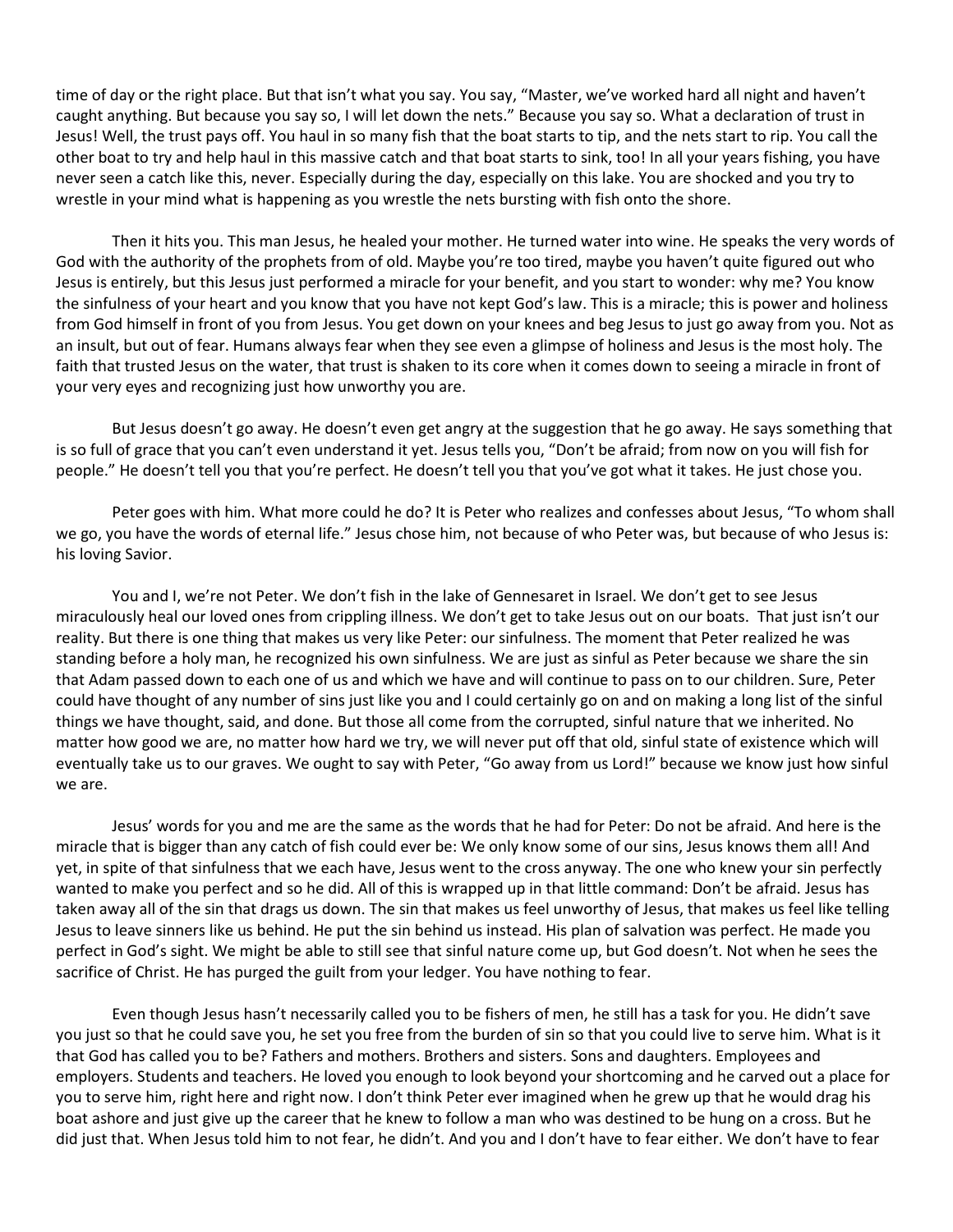time of day or the right place. But that isn't what you say. You say, "Master, we've worked hard all night and haven't caught anything. But because you say so, I will let down the nets." Because you say so. What a declaration of trust in Jesus! Well, the trust pays off. You haul in so many fish that the boat starts to tip, and the nets start to rip. You call the other boat to try and help haul in this massive catch and that boat starts to sink, too! In all your years fishing, you have never seen a catch like this, never. Especially during the day, especially on this lake. You are shocked and you try to wrestle in your mind what is happening as you wrestle the nets bursting with fish onto the shore.

Then it hits you. This man Jesus, he healed your mother. He turned water into wine. He speaks the very words of God with the authority of the prophets from of old. Maybe you're too tired, maybe you haven't quite figured out who Jesus is entirely, but this Jesus just performed a miracle for your benefit, and you start to wonder: why me? You know the sinfulness of your heart and you know that you have not kept God's law. This is a miracle; this is power and holiness from God himself in front of you from Jesus. You get down on your knees and beg Jesus to just go away from you. Not as an insult, but out of fear. Humans always fear when they see even a glimpse of holiness and Jesus is the most holy. The faith that trusted Jesus on the water, that trust is shaken to its core when it comes down to seeing a miracle in front of your very eyes and recognizing just how unworthy you are.

But Jesus doesn't go away. He doesn't even get angry at the suggestion that he go away. He says something that is so full of grace that you can't even understand it yet. Jesus tells you, "Don't be afraid; from now on you will fish for people." He doesn't tell you that you're perfect. He doesn't tell you that you've got what it takes. He just chose you.

Peter goes with him. What more could he do? It is Peter who realizes and confesses about Jesus, "To whom shall we go, you have the words of eternal life." Jesus chose him, not because of who Peter was, but because of who Jesus is: his loving Savior.

You and I, we're not Peter. We don't fish in the lake of Gennesaret in Israel. We don't get to see Jesus miraculously heal our loved ones from crippling illness. We don't get to take Jesus out on our boats. That just isn't our reality. But there is one thing that makes us very like Peter: our sinfulness. The moment that Peter realized he was standing before a holy man, he recognized his own sinfulness. We are just as sinful as Peter because we share the sin that Adam passed down to each one of us and which we have and will continue to pass on to our children. Sure, Peter could have thought of any number of sins just like you and I could certainly go on and on making a long list of the sinful things we have thought, said, and done. But those all come from the corrupted, sinful nature that we inherited. No matter how good we are, no matter how hard we try, we will never put off that old, sinful state of existence which will eventually take us to our graves. We ought to say with Peter, "Go away from us Lord!" because we know just how sinful we are.

Jesus' words for you and me are the same as the words that he had for Peter: Do not be afraid. And here is the miracle that is bigger than any catch of fish could ever be: We only know some of our sins, Jesus knows them all! And yet, in spite of that sinfulness that we each have, Jesus went to the cross anyway. The one who knew your sin perfectly wanted to make you perfect and so he did. All of this is wrapped up in that little command: Don't be afraid. Jesus has taken away all of the sin that drags us down. The sin that makes us feel unworthy of Jesus, that makes us feel like telling Jesus to leave sinners like us behind. He put the sin behind us instead. His plan of salvation was perfect. He made you perfect in God's sight. We might be able to still see that sinful nature come up, but God doesn't. Not when he sees the sacrifice of Christ. He has purged the guilt from your ledger. You have nothing to fear.

Even though Jesus hasn't necessarily called you to be fishers of men, he still has a task for you. He didn't save you just so that he could save you, he set you free from the burden of sin so that you could live to serve him. What is it that God has called you to be? Fathers and mothers. Brothers and sisters. Sons and daughters. Employees and employers. Students and teachers. He loved you enough to look beyond your shortcoming and he carved out a place for you to serve him, right here and right now. I don't think Peter ever imagined when he grew up that he would drag his boat ashore and just give up the career that he knew to follow a man who was destined to be hung on a cross. But he did just that. When Jesus told him to not fear, he didn't. And you and I don't have to fear either. We don't have to fear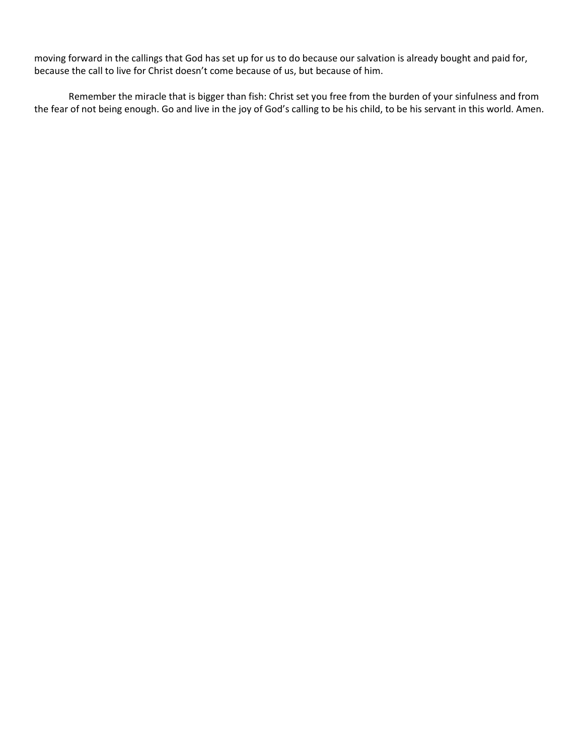moving forward in the callings that God has set up for us to do because our salvation is already bought and paid for, because the call to live for Christ doesn't come because of us, but because of him.

Remember the miracle that is bigger than fish: Christ set you free from the burden of your sinfulness and from the fear of not being enough. Go and live in the joy of God's calling to be his child, to be his servant in this world. Amen.